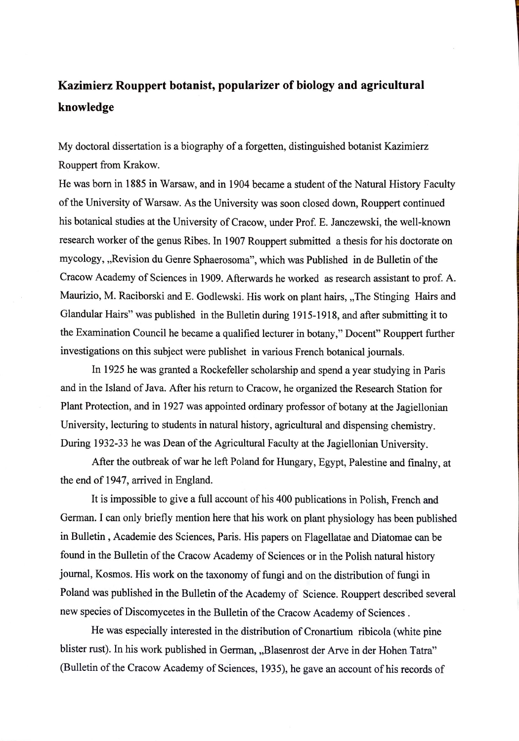# Kazimierz Rouppert botanist, popularizer of biology and agricultural knowledge

My doctoral dissertation is a biography of a forgetten, distinguished botanist Kazimierz Rouppert from Krakow.

He was born in 1885 in Warsaw, and in 1904 became a student of the Natural History Faculty of the University of Warsaw. As the University was soon closed down, Rouppert continued his botanical studies at the University of Cracow, under Prof. E. Janczewski, the well-known research worker of the genus Ribes. In 1907 Rouppert submitted a thesis for his doctorate on mycology, „Revision du Genre Sphaerosoma", which was Published in de Bulletin of the Cracow Academy of Sciences in 1909. Afterwards he worked as research assistant to prof. A. Maurizio, M. Raciborski and E. Godlewski. His work on plant hairs, „The Stinging Hairs and Glandular Hairs" was published in the Bulletin during 1915-1918, and after submitting it to the Examination Council he became a qualified lecturer in botany," Docent" Rouppert further investigations on this subject were publishet in various French botanical journals.

In 1925 he was granted a Rockefeller scholarship and spend a year studying in Paris and in the Island of Java. After his return to Cracow, he organized the Research Station for Plant Protection, and in 1927 was appointed ordinary professor of botany at the Jagiellonian University, lecturing to students in natural history, agricultural and dispensing chemistry. During 1932-33 he was Dean of the Agricultural Faculty at the Jagiellonian University.

After the outbreak of war he left Poland for Hungary, Egypt, Palestine and finalny, at the end of 1947, arrived in England.

It is impossible to give a full account of his 400 publications in Polish, French and German. I can only briefly mention here that his work on plant physiology has been published in Bulletin , Academie des Sciences, Paris. His papers on Flagellatae and Diatomae can be found in the Bulletin of the Cracow Academy of Sciences or in the Polish natural history journal, Kosmos. His work on the taxonomy of fungi and on the distribution of fungi in Poland was published in the Bulletin of the Academy of Science. Rouppert described several new species of Discomycetes in the Bulletin of the Cracow Academy of Sciences .

He was especially interested in the distribution of Cronartium ribicola (white pine blister rust). In his work published in German, „Blasenrost der Arve in der Hohen Tatra" (Bulletin of the Cracow Academy of Sciences, 1935), he gave an account of his records of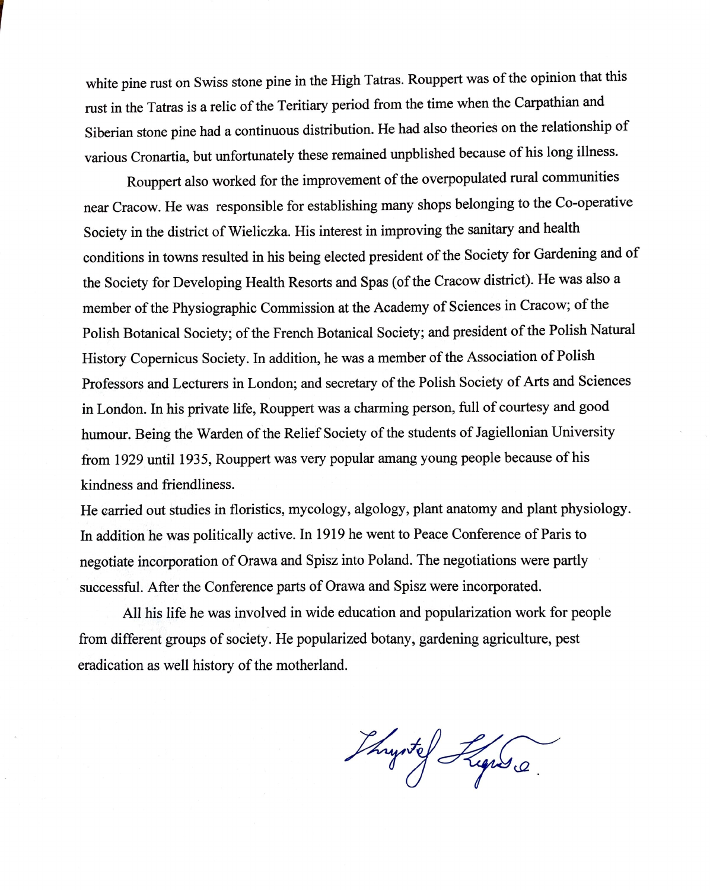white pine rust on Swiss stone pine in the High Tatras. Rouppert was of the opinion that this rust in the Tatras is a relic of the Teritiary period from the time when the Carpathian and Siberian stone pine had a continuous distribution. He had also theories on the relationship of various Cronartia, but unfortunately these remained unpblished because of his long illness.

Rouppert also worked for the improvement of the overpopulated rural communities near Cracow. He was responsible for establishing many shops belonging to the Co-operative Society in the district of Wieliczka. His interest in improving the sanitary and health conditions in towns resulted in his being elected president of the Society for Gardening and of the Society for Developing Health Resorts and Spas (of the Cracow district). He was also a member of the Physiographic Commission at the Academy of Sciences in Cracow; of the Polish Botanical Society; of the French Botanical Society; and president of the Polish Natural History Copernicus Society. In addition, he was a member of the Association of Polish Professors and Lecturers in London; and secretary of the Polish Society of Arts and Sciences in London. In his private life, Rouppert was a charming person, full of courtesy and good humour. Being the Warden of the Relief Society of the students of Jagiellonian University from 1929 until 1935, Rouppert was very popular amang young people because of his kindness and friendliness.

He carried out studies in floristics, mycology, algology, plant anatomy and plant physiology. In addition he was politically active. In 1919 he went to Peace Conference of Paris to negotiate incorporation of Orawa and Spisz into Poland. The negotiations were partly successful. After the Conference parts of Orawa and Spisz were incorporated.

All his life he was involved in wide education and popularization work for people from different groups of society. He popularized botany, gardening agriculture, pest eradication as well history of the motherland.

Krzysztof Rouppert